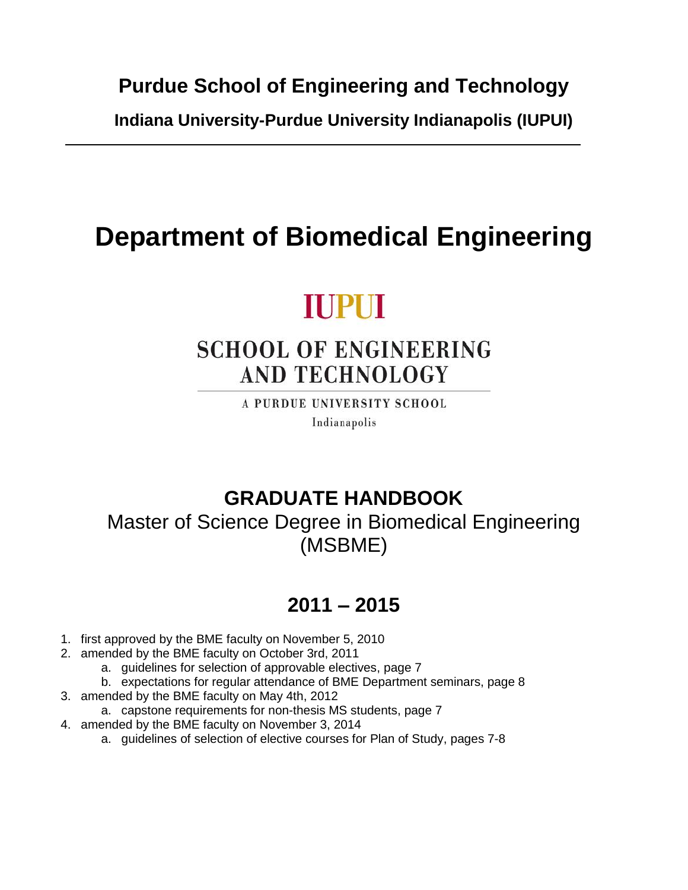**Purdue School of Engineering and Technology**

**Indiana University-Purdue University Indianapolis (IUPUI)**

---

# Department of Biomedical Engineering

IUPUI

SCHOOL OF ENGINEERING AND TECHNOLOGY

A PURDUE UNIVERSITY SCHOOL

Indianapolis

## GRADUATE HANDBOOK

Master of Science Degree in Biomedical Engineering (MSBME)

## 2011 – 2015

1. first approved by the BME faculty on November 5, 2010
2. amended by the BME faculty on October 3rd, 2011
   a. guidelines for selection of approvable electives, page 7
   b. expectations for regular attendance of BME Department seminars, page 8
3. amended by the BME faculty on May 4th, 2012
   a. capstone requirements for non-thesis MS students, page 7
4. amended by the BME faculty on November 3, 2014
   a. guidelines of selection of elective courses for Plan of Study, pages 7-8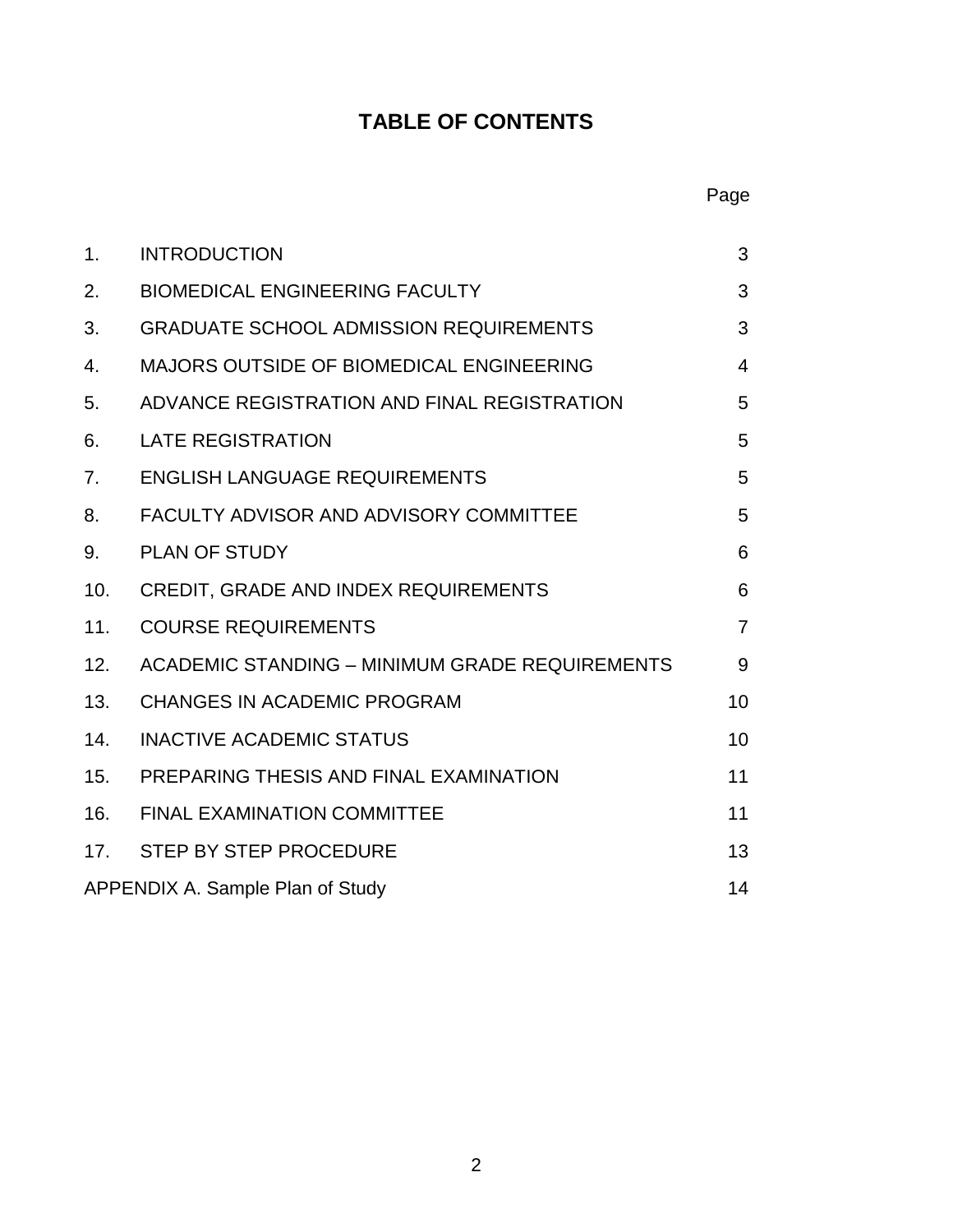# TABLE OF CONTENTS

| | | Page |
|---|---|---|
| 1. | INTRODUCTION | 3 |
| 2. | BIOMEDICAL ENGINEERING FACULTY | 3 |
| 3. | GRADUATE SCHOOL ADMISSION REQUIREMENTS | 3 |
| 4. | MAJORS OUTSIDE OF BIOMEDICAL ENGINEERING | 4 |
| 5. | ADVANCE REGISTRATION AND FINAL REGISTRATION | 5 |
| 6. | LATE REGISTRATION | 5 |
| 7. | ENGLISH LANGUAGE REQUIREMENTS | 5 |
| 8. | FACULTY ADVISOR AND ADVISORY COMMITTEE | 5 |
| 9. | PLAN OF STUDY | 6 |
| 10. | CREDIT, GRADE AND INDEX REQUIREMENTS | 6 |
| 11. | COURSE REQUIREMENTS | 7 |
| 12. | ACADEMIC STANDING – MINIMUM GRADE REQUIREMENTS | 9 |
| 13. | CHANGES IN ACADEMIC PROGRAM | 10 |
| 14. | INACTIVE ACADEMIC STATUS | 10 |
| 15. | PREPARING THESIS AND FINAL EXAMINATION | 11 |
| 16. | FINAL EXAMINATION COMMITTEE | 11 |
| 17. | STEP BY STEP PROCEDURE | 13 |
| APPENDIX A. Sample Plan of Study | | 14 |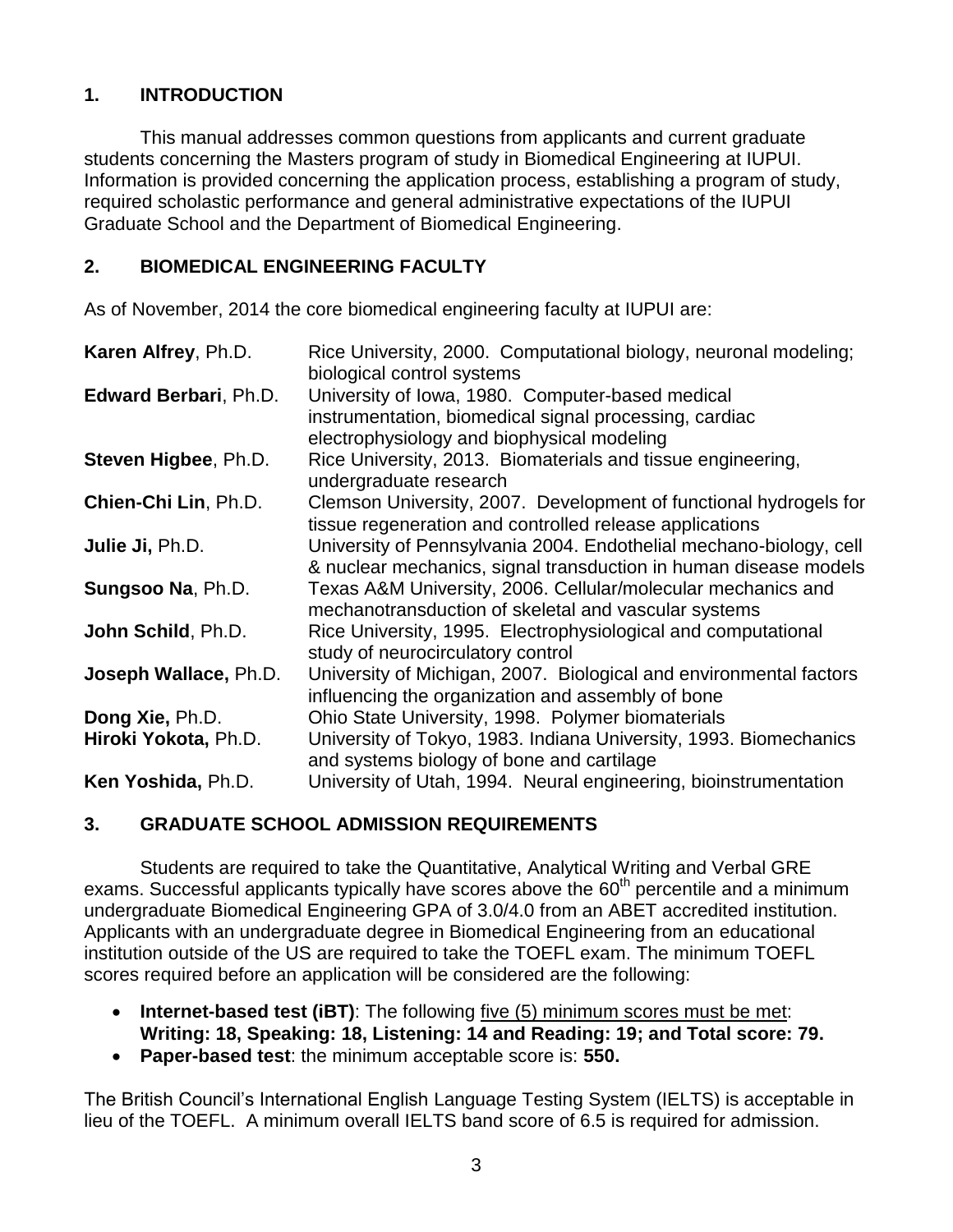## 1. INTRODUCTION

This manual addresses common questions from applicants and current graduate students concerning the Masters program of study in Biomedical Engineering at IUPUI. Information is provided concerning the application process, establishing a program of study, required scholastic performance and general administrative expectations of the IUPUI Graduate School and the Department of Biomedical Engineering.

## 2. BIOMEDICAL ENGINEERING FACULTY

As of November, 2014 the core biomedical engineering faculty at IUPUI are:

| | |
|---|---|
| **Karen Alfrey**, Ph.D. | Rice University, 2000. Computational biology, neuronal modeling; biological control systems |
| **Edward Berbari**, Ph.D. | University of Iowa, 1980. Computer-based medical instrumentation, biomedical signal processing, cardiac electrophysiology and biophysical modeling |
| **Steven Higbee**, Ph.D. | Rice University, 2013. Biomaterials and tissue engineering, undergraduate research |
| **Chien-Chi Lin**, Ph.D. | Clemson University, 2007. Development of functional hydrogels for tissue regeneration and controlled release applications |
| **Julie Ji,** Ph.D. | University of Pennsylvania 2004. Endothelial mechano-biology, cell & nuclear mechanics, signal transduction in human disease models |
| **Sungsoo Na**, Ph.D. | Texas A&M University, 2006. Cellular/molecular mechanics and mechanotransduction of skeletal and vascular systems |
| **John Schild**, Ph.D. | Rice University, 1995. Electrophysiological and computational study of neurocirculatory control |
| **Joseph Wallace,** Ph.D. | University of Michigan, 2007. Biological and environmental factors influencing the organization and assembly of bone |
| **Dong Xie,** Ph.D. | Ohio State University, 1998. Polymer biomaterials |
| **Hiroki Yokota,** Ph.D. | University of Tokyo, 1983. Indiana University, 1993. Biomechanics and systems biology of bone and cartilage |
| **Ken Yoshida,** Ph.D. | University of Utah, 1994. Neural engineering, bioinstrumentation |

## 3. GRADUATE SCHOOL ADMISSION REQUIREMENTS

Students are required to take the Quantitative, Analytical Writing and Verbal GRE exams. Successful applicants typically have scores above the $60^{th}$ percentile and a minimum undergraduate Biomedical Engineering GPA of 3.0/4.0 from an ABET accredited institution. Applicants with an undergraduate degree in Biomedical Engineering from an educational institution outside of the US are required to take the TOEFL exam. The minimum TOEFL scores required before an application will be considered are the following:

- **Internet-based test (iBT)**: The following five (5) minimum scores must be met: **Writing: 18, Speaking: 18, Listening: 14 and Reading: 19; and Total score: 79.**
- **Paper-based test**: the minimum acceptable score is: **550.**

The British Council's International English Language Testing System (IELTS) is acceptable in lieu of the TOEFL. A minimum overall IELTS band score of 6.5 is required for admission.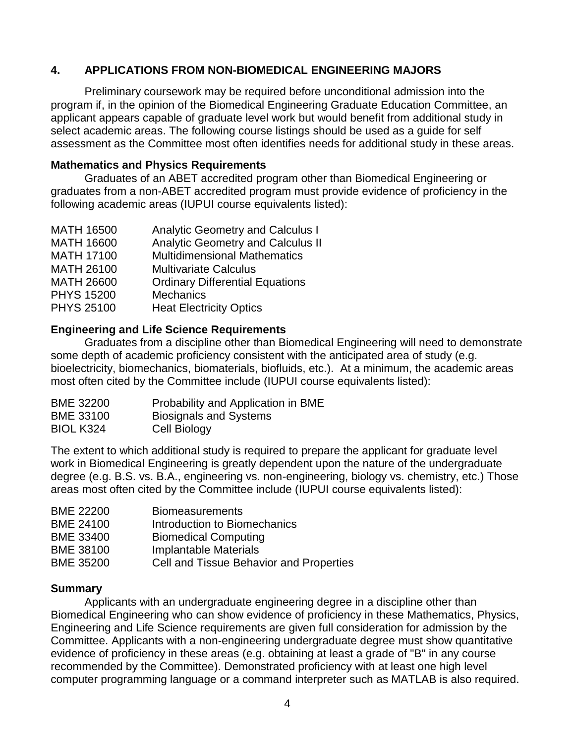## 4. APPLICATIONS FROM NON-BIOMEDICAL ENGINEERING MAJORS

Preliminary coursework may be required before unconditional admission into the program if, in the opinion of the Biomedical Engineering Graduate Education Committee, an applicant appears capable of graduate level work but would benefit from additional study in select academic areas. The following course listings should be used as a guide for self assessment as the Committee most often identifies needs for additional study in these areas.

### Mathematics and Physics Requirements

Graduates of an ABET accredited program other than Biomedical Engineering or graduates from a non-ABET accredited program must provide evidence of proficiency in the following academic areas (IUPUI course equivalents listed):

| | |
|---|---|
| MATH 16500 | Analytic Geometry and Calculus I |
| MATH 16600 | Analytic Geometry and Calculus II |
| MATH 17100 | Multidimensional Mathematics |
| MATH 26100 | Multivariate Calculus |
| MATH 26600 | Ordinary Differential Equations |
| PHYS 15200 | Mechanics |
| PHYS 25100 | Heat Electricity Optics |

### Engineering and Life Science Requirements

Graduates from a discipline other than Biomedical Engineering will need to demonstrate some depth of academic proficiency consistent with the anticipated area of study (e.g. bioelectricity, biomechanics, biomaterials, biofluids, etc.). At a minimum, the academic areas most often cited by the Committee include (IUPUI course equivalents listed):

| | |
|---|---|
| BME 32200 | Probability and Application in BME |
| BME 33100 | Biosignals and Systems |
| BIOL K324 | Cell Biology |

The extent to which additional study is required to prepare the applicant for graduate level work in Biomedical Engineering is greatly dependent upon the nature of the undergraduate degree (e.g. B.S. vs. B.A., engineering vs. non-engineering, biology vs. chemistry, etc.) Those areas most often cited by the Committee include (IUPUI course equivalents listed):

| | |
|---|---|
| BME 22200 | Biomeasurements |
| BME 24100 | Introduction to Biomechanics |
| BME 33400 | Biomedical Computing |
| BME 38100 | Implantable Materials |
| BME 35200 | Cell and Tissue Behavior and Properties |

### Summary

Applicants with an undergraduate engineering degree in a discipline other than Biomedical Engineering who can show evidence of proficiency in these Mathematics, Physics, Engineering and Life Science requirements are given full consideration for admission by the Committee. Applicants with a non-engineering undergraduate degree must show quantitative evidence of proficiency in these areas (e.g. obtaining at least a grade of "B" in any course recommended by the Committee). Demonstrated proficiency with at least one high level computer programming language or a command interpreter such as MATLAB is also required.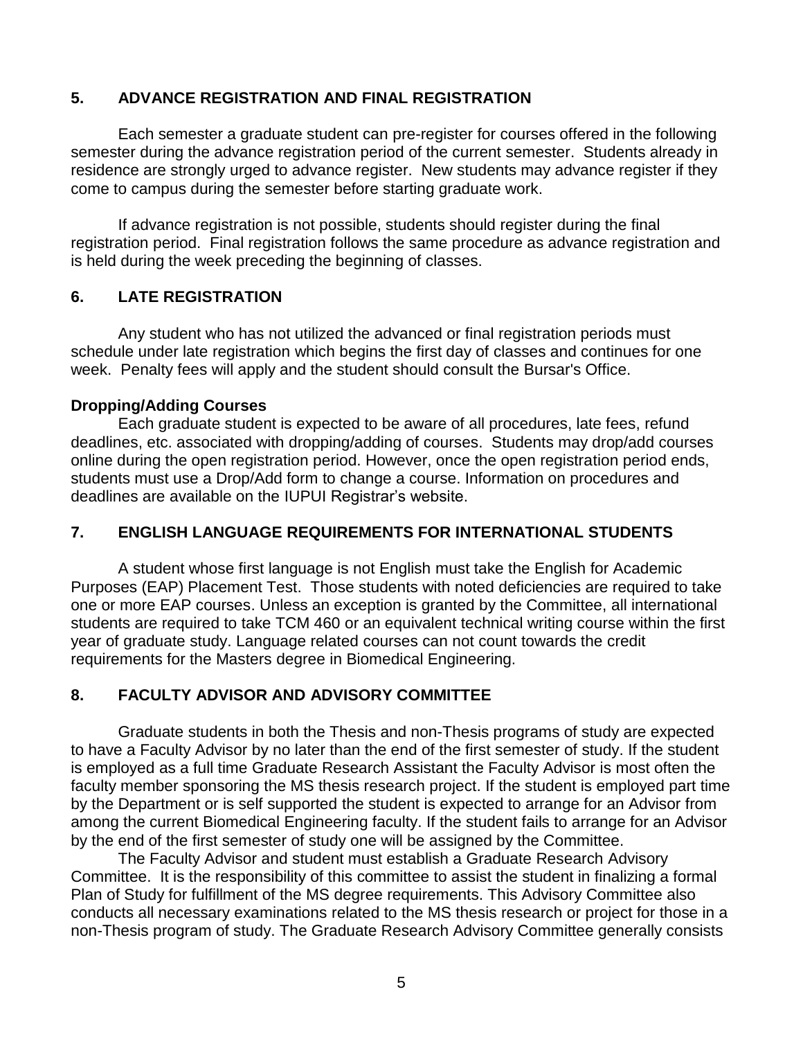## 5. ADVANCE REGISTRATION AND FINAL REGISTRATION

Each semester a graduate student can pre-register for courses offered in the following semester during the advance registration period of the current semester. Students already in residence are strongly urged to advance register. New students may advance register if they come to campus during the semester before starting graduate work.

If advance registration is not possible, students should register during the final registration period. Final registration follows the same procedure as advance registration and is held during the week preceding the beginning of classes.

## 6. LATE REGISTRATION

Any student who has not utilized the advanced or final registration periods must schedule under late registration which begins the first day of classes and continues for one week. Penalty fees will apply and the student should consult the Bursar's Office.

**Dropping/Adding Courses**

Each graduate student is expected to be aware of all procedures, late fees, refund deadlines, etc. associated with dropping/adding of courses. Students may drop/add courses online during the open registration period. However, once the open registration period ends, students must use a Drop/Add form to change a course. Information on procedures and deadlines are available on the IUPUI Registrar's website.

## 7. ENGLISH LANGUAGE REQUIREMENTS FOR INTERNATIONAL STUDENTS

A student whose first language is not English must take the English for Academic Purposes (EAP) Placement Test. Those students with noted deficiencies are required to take one or more EAP courses. Unless an exception is granted by the Committee, all international students are required to take TCM 460 or an equivalent technical writing course within the first year of graduate study. Language related courses can not count towards the credit requirements for the Masters degree in Biomedical Engineering.

## 8. FACULTY ADVISOR AND ADVISORY COMMITTEE

Graduate students in both the Thesis and non-Thesis programs of study are expected to have a Faculty Advisor by no later than the end of the first semester of study. If the student is employed as a full time Graduate Research Assistant the Faculty Advisor is most often the faculty member sponsoring the MS thesis research project. If the student is employed part time by the Department or is self supported the student is expected to arrange for an Advisor from among the current Biomedical Engineering faculty. If the student fails to arrange for an Advisor by the end of the first semester of study one will be assigned by the Committee.

The Faculty Advisor and student must establish a Graduate Research Advisory Committee. It is the responsibility of this committee to assist the student in finalizing a formal Plan of Study for fulfillment of the MS degree requirements. This Advisory Committee also conducts all necessary examinations related to the MS thesis research or project for those in a non-Thesis program of study. The Graduate Research Advisory Committee generally consists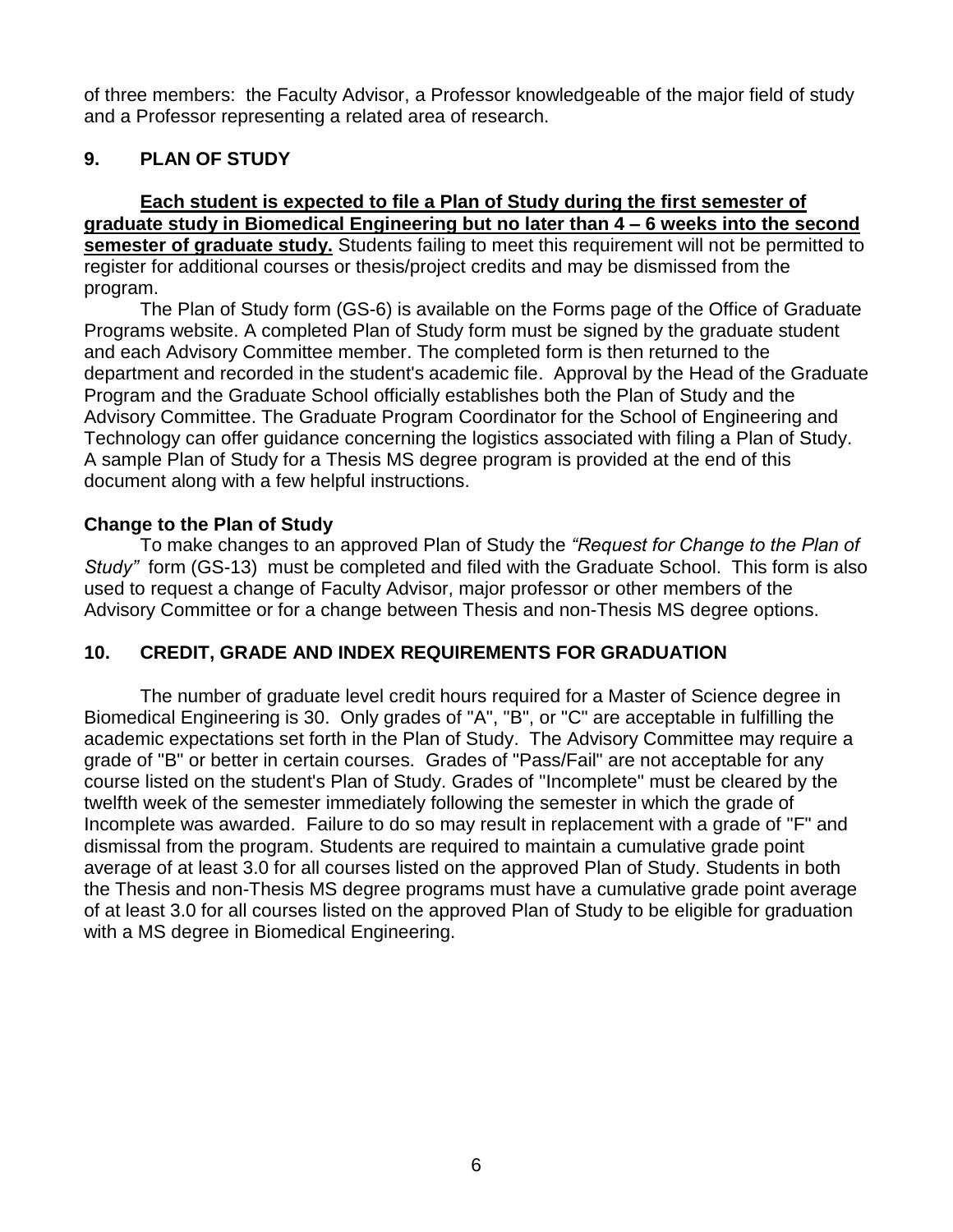of three members: the Faculty Advisor, a Professor knowledgeable of the major field of study and a Professor representing a related area of research.

## 9. PLAN OF STUDY

**Each student is expected to file a Plan of Study during the first semester of graduate study in Biomedical Engineering but no later than 4 – 6 weeks into the second semester of graduate study.** Students failing to meet this requirement will not be permitted to register for additional courses or thesis/project credits and may be dismissed from the program.

The Plan of Study form (GS-6) is available on the Forms page of the Office of Graduate Programs website. A completed Plan of Study form must be signed by the graduate student and each Advisory Committee member. The completed form is then returned to the department and recorded in the student's academic file. Approval by the Head of the Graduate Program and the Graduate School officially establishes both the Plan of Study and the Advisory Committee. The Graduate Program Coordinator for the School of Engineering and Technology can offer guidance concerning the logistics associated with filing a Plan of Study. A sample Plan of Study for a Thesis MS degree program is provided at the end of this document along with a few helpful instructions.

### Change to the Plan of Study

To make changes to an approved Plan of Study the *"Request for Change to the Plan of Study"* form (GS-13) must be completed and filed with the Graduate School. This form is also used to request a change of Faculty Advisor, major professor or other members of the Advisory Committee or for a change between Thesis and non-Thesis MS degree options.

## 10. CREDIT, GRADE AND INDEX REQUIREMENTS FOR GRADUATION

The number of graduate level credit hours required for a Master of Science degree in Biomedical Engineering is 30. Only grades of "A", "B", or "C" are acceptable in fulfilling the academic expectations set forth in the Plan of Study. The Advisory Committee may require a grade of "B" or better in certain courses. Grades of "Pass/Fail" are not acceptable for any course listed on the student's Plan of Study. Grades of "Incomplete" must be cleared by the twelfth week of the semester immediately following the semester in which the grade of Incomplete was awarded. Failure to do so may result in replacement with a grade of "F" and dismissal from the program. Students are required to maintain a cumulative grade point average of at least 3.0 for all courses listed on the approved Plan of Study. Students in both the Thesis and non-Thesis MS degree programs must have a cumulative grade point average of at least 3.0 for all courses listed on the approved Plan of Study to be eligible for graduation with a MS degree in Biomedical Engineering.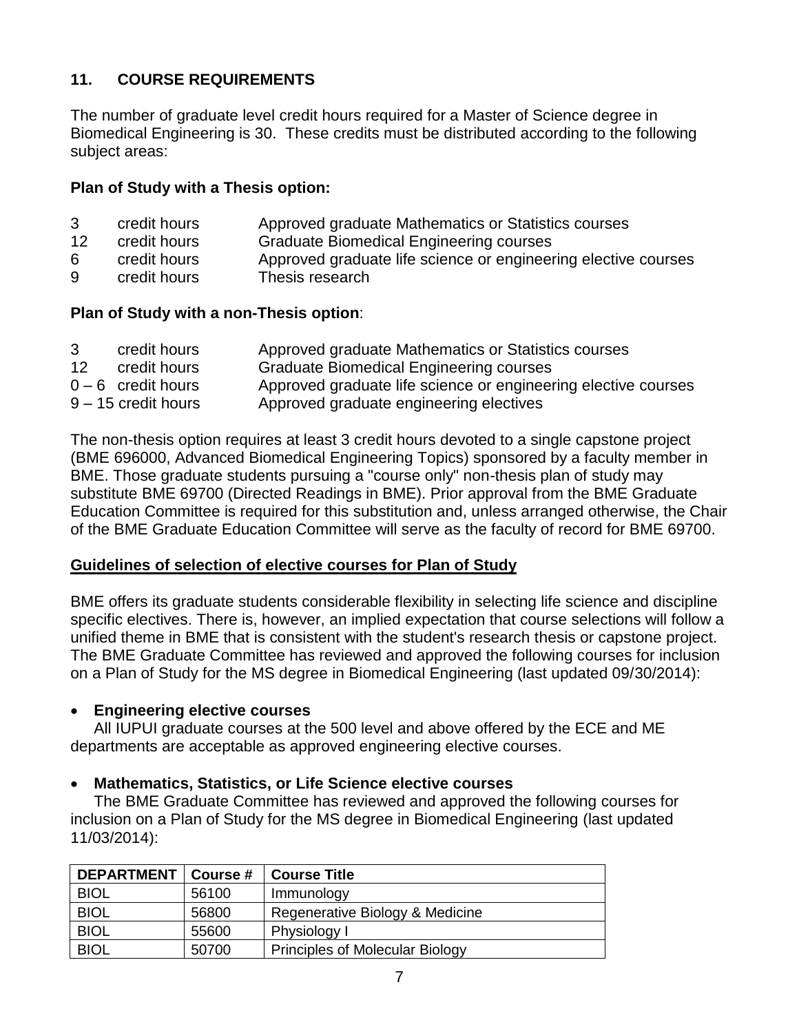## 11. COURSE REQUIREMENTS

The number of graduate level credit hours required for a Master of Science degree in Biomedical Engineering is 30. These credits must be distributed according to the following subject areas:

**Plan of Study with a Thesis option:**

| | | |
|---|---|---|
| 3 | credit hours | Approved graduate Mathematics or Statistics courses |
| 12 | credit hours | Graduate Biomedical Engineering courses |
| 6 | credit hours | Approved graduate life science or engineering elective courses |
| 9 | credit hours | Thesis research |

**Plan of Study with a non-Thesis option**:

| | | |
|---|---|---|
| 3 | credit hours | Approved graduate Mathematics or Statistics courses |
| 12 | credit hours | Graduate Biomedical Engineering courses |
| 0 – 6 | credit hours | Approved graduate life science or engineering elective courses |
| 9 – 15 | credit hours | Approved graduate engineering electives |

The non-thesis option requires at least 3 credit hours devoted to a single capstone project (BME 696000, Advanced Biomedical Engineering Topics) sponsored by a faculty member in BME. Those graduate students pursuing a "course only" non-thesis plan of study may substitute BME 69700 (Directed Readings in BME). Prior approval from the BME Graduate Education Committee is required for this substitution and, unless arranged otherwise, the Chair of the BME Graduate Education Committee will serve as the faculty of record for BME 69700.

**Guidelines of selection of elective courses for Plan of Study**

BME offers its graduate students considerable flexibility in selecting life science and discipline specific electives. There is, however, an implied expectation that course selections will follow a unified theme in BME that is consistent with the student's research thesis or capstone project. The BME Graduate Committee has reviewed and approved the following courses for inclusion on a Plan of Study for the MS degree in Biomedical Engineering (last updated 09/30/2014):

- **Engineering elective courses**

  All IUPUI graduate courses at the 500 level and above offered by the ECE and ME departments are acceptable as approved engineering elective courses.

- **Mathematics, Statistics, or Life Science elective courses**

  The BME Graduate Committee has reviewed and approved the following courses for inclusion on a Plan of Study for the MS degree in Biomedical Engineering (last updated 11/03/2014):

| DEPARTMENT | Course # | Course Title |
|---|---|---|
| BIOL | 56100 | Immunology |
| BIOL | 56800 | Regenerative Biology & Medicine |
| BIOL | 55600 | Physiology I |
| BIOL | 50700 | Principles of Molecular Biology |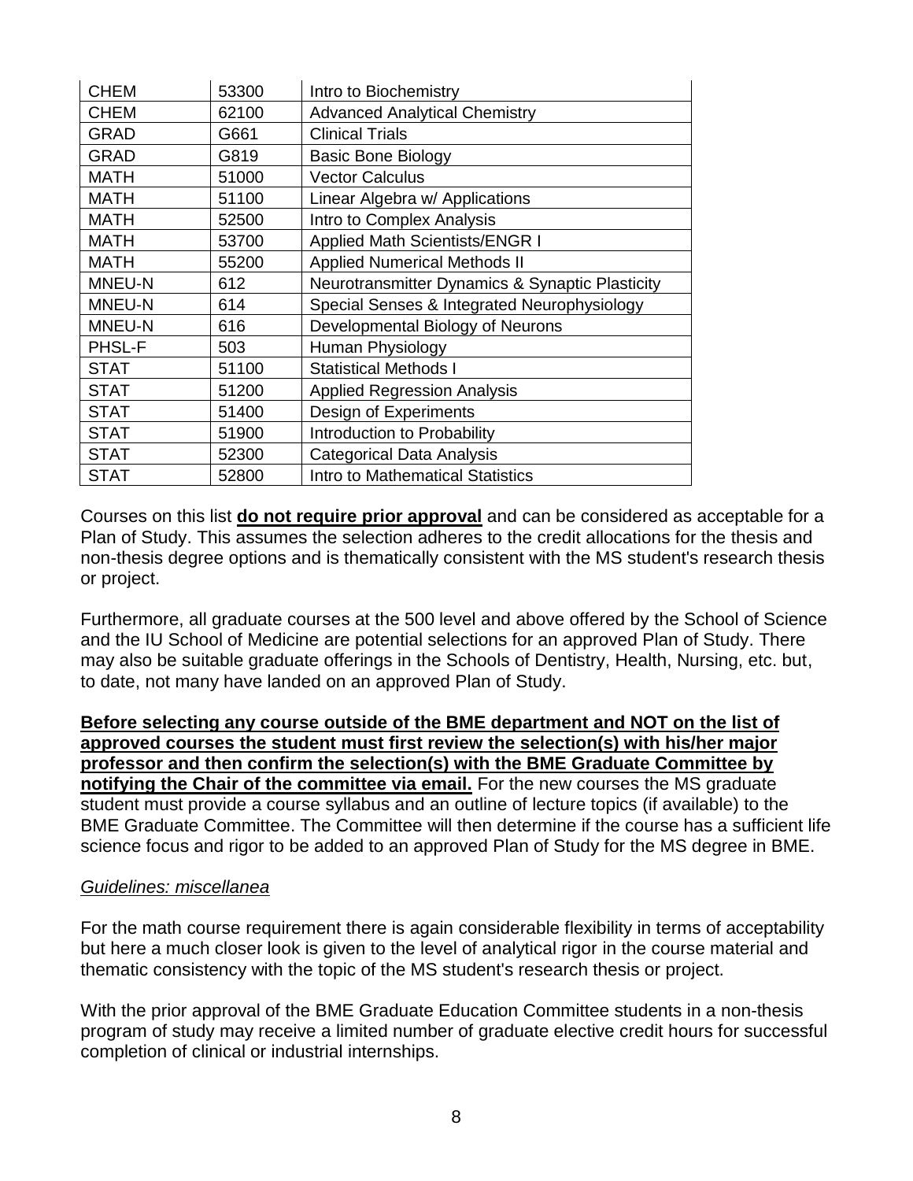| CHEM | 53300 | Intro to Biochemistry |
|---|---|---|
| CHEM | 62100 | Advanced Analytical Chemistry |
| GRAD | G661 | Clinical Trials |
| GRAD | G819 | Basic Bone Biology |
| MATH | 51000 | Vector Calculus |
| MATH | 51100 | Linear Algebra w/ Applications |
| MATH | 52500 | Intro to Complex Analysis |
| MATH | 53700 | Applied Math Scientists/ENGR I |
| MATH | 55200 | Applied Numerical Methods II |
| MNEU-N | 612 | Neurotransmitter Dynamics & Synaptic Plasticity |
| MNEU-N | 614 | Special Senses & Integrated Neurophysiology |
| MNEU-N | 616 | Developmental Biology of Neurons |
| PHSL-F | 503 | Human Physiology |
| STAT | 51100 | Statistical Methods I |
| STAT | 51200 | Applied Regression Analysis |
| STAT | 51400 | Design of Experiments |
| STAT | 51900 | Introduction to Probability |
| STAT | 52300 | Categorical Data Analysis |
| STAT | 52800 | Intro to Mathematical Statistics |

Courses on this list **do not require prior approval** and can be considered as acceptable for a Plan of Study. This assumes the selection adheres to the credit allocations for the thesis and non-thesis degree options and is thematically consistent with the MS student's research thesis or project.

Furthermore, all graduate courses at the 500 level and above offered by the School of Science and the IU School of Medicine are potential selections for an approved Plan of Study. There may also be suitable graduate offerings in the Schools of Dentistry, Health, Nursing, etc. but, to date, not many have landed on an approved Plan of Study.

**Before selecting any course outside of the BME department and NOT on the list of approved courses the student must first review the selection(s) with his/her major professor and then confirm the selection(s) with the BME Graduate Committee by notifying the Chair of the committee via email.** For the new courses the MS graduate student must provide a course syllabus and an outline of lecture topics (if available) to the BME Graduate Committee. The Committee will then determine if the course has a sufficient life science focus and rigor to be added to an approved Plan of Study for the MS degree in BME.

*Guidelines: miscellanea*

For the math course requirement there is again considerable flexibility in terms of acceptability but here a much closer look is given to the level of analytical rigor in the course material and thematic consistency with the topic of the MS student's research thesis or project.

With the prior approval of the BME Graduate Education Committee students in a non-thesis program of study may receive a limited number of graduate elective credit hours for successful completion of clinical or industrial internships.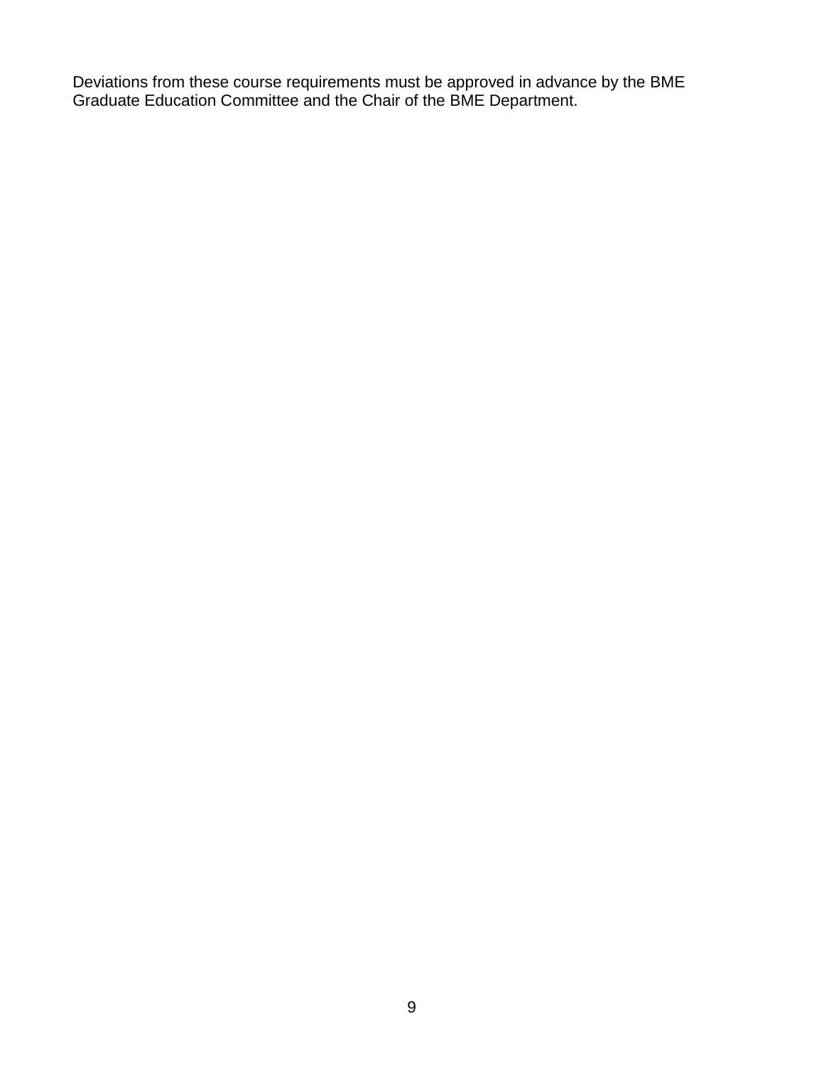Deviations from these course requirements must be approved in advance by the BME Graduate Education Committee and the Chair of the BME Department.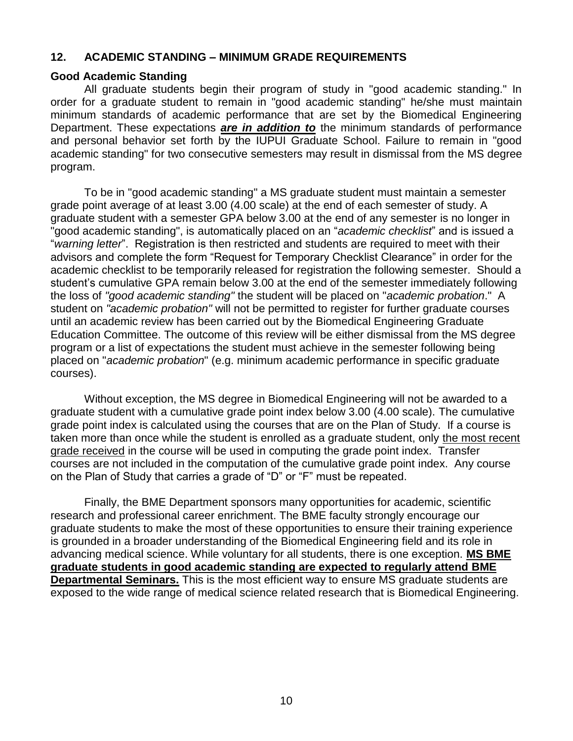## 12. ACADEMIC STANDING – MINIMUM GRADE REQUIREMENTS

### Good Academic Standing

All graduate students begin their program of study in "good academic standing." In order for a graduate student to remain in "good academic standing" he/she must maintain minimum standards of academic performance that are set by the Biomedical Engineering Department. These expectations ***are in addition to*** the minimum standards of performance and personal behavior set forth by the IUPUI Graduate School. Failure to remain in "good academic standing" for two consecutive semesters may result in dismissal from the MS degree program.

To be in "good academic standing" a MS graduate student must maintain a semester grade point average of at least 3.00 (4.00 scale) at the end of each semester of study. A graduate student with a semester GPA below 3.00 at the end of any semester is no longer in "good academic standing", is automatically placed on an "*academic checklist*" and is issued a "*warning letter*". Registration is then restricted and students are required to meet with their advisors and complete the form "Request for Temporary Checklist Clearance" in order for the academic checklist to be temporarily released for registration the following semester. Should a student's cumulative GPA remain below 3.00 at the end of the semester immediately following the loss of *"good academic standing"* the student will be placed on "*academic probation*." A student on *"academic probation"* will not be permitted to register for further graduate courses until an academic review has been carried out by the Biomedical Engineering Graduate Education Committee. The outcome of this review will be either dismissal from the MS degree program or a list of expectations the student must achieve in the semester following being placed on "*academic probation*" (e.g. minimum academic performance in specific graduate courses).

Without exception, the MS degree in Biomedical Engineering will not be awarded to a graduate student with a cumulative grade point index below 3.00 (4.00 scale). The cumulative grade point index is calculated using the courses that are on the Plan of Study. If a course is taken more than once while the student is enrolled as a graduate student, only <u>the most recent grade received</u> in the course will be used in computing the grade point index. Transfer courses are not included in the computation of the cumulative grade point index. Any course on the Plan of Study that carries a grade of "D" or "F" must be repeated.

Finally, the BME Department sponsors many opportunities for academic, scientific research and professional career enrichment. The BME faculty strongly encourage our graduate students to make the most of these opportunities to ensure their training experience is grounded in a broader understanding of the Biomedical Engineering field and its role in advancing medical science. While voluntary for all students, there is one exception. **<u>MS BME graduate students in good academic standing are expected to regularly attend BME Departmental Seminars.</u>** This is the most efficient way to ensure MS graduate students are exposed to the wide range of medical science related research that is Biomedical Engineering.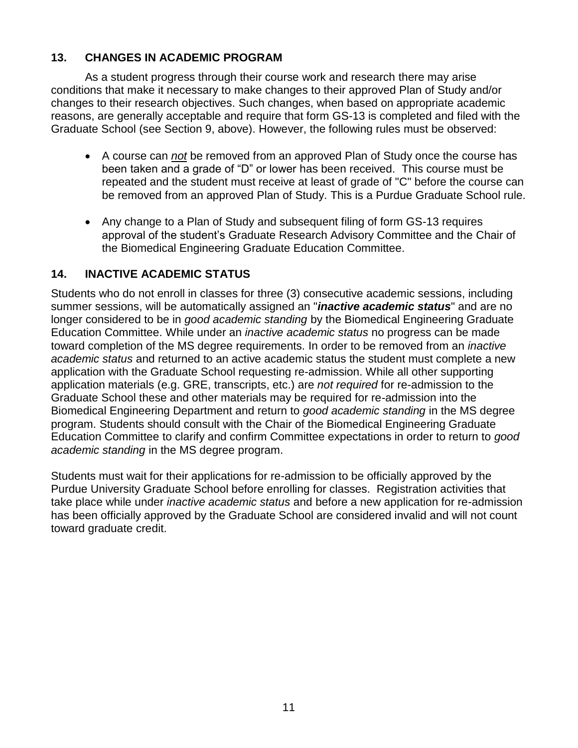## 13. CHANGES IN ACADEMIC PROGRAM

As a student progress through their course work and research there may arise conditions that make it necessary to make changes to their approved Plan of Study and/or changes to their research objectives. Such changes, when based on appropriate academic reasons, are generally acceptable and require that form GS-13 is completed and filed with the Graduate School (see Section 9, above). However, the following rules must be observed:

- A course can ***not*** be removed from an approved Plan of Study once the course has been taken and a grade of "D" or lower has been received. This course must be repeated and the student must receive at least of grade of "C" before the course can be removed from an approved Plan of Study. This is a Purdue Graduate School rule.
- Any change to a Plan of Study and subsequent filing of form GS-13 requires approval of the student's Graduate Research Advisory Committee and the Chair of the Biomedical Engineering Graduate Education Committee.

## 14. INACTIVE ACADEMIC STATUS

Students who do not enroll in classes for three (3) consecutive academic sessions, including summer sessions, will be automatically assigned an "***inactive academic status***" and are no longer considered to be in *good academic standing* by the Biomedical Engineering Graduate Education Committee. While under an *inactive academic status* no progress can be made toward completion of the MS degree requirements. In order to be removed from an *inactive academic status* and returned to an active academic status the student must complete a new application with the Graduate School requesting re-admission. While all other supporting application materials (e.g. GRE, transcripts, etc.) are *not required* for re-admission to the Graduate School these and other materials may be required for re-admission into the Biomedical Engineering Department and return to *good academic standing* in the MS degree program. Students should consult with the Chair of the Biomedical Engineering Graduate Education Committee to clarify and confirm Committee expectations in order to return to *good academic standing* in the MS degree program.

Students must wait for their applications for re-admission to be officially approved by the Purdue University Graduate School before enrolling for classes. Registration activities that take place while under *inactive academic status* and before a new application for re-admission has been officially approved by the Graduate School are considered invalid and will not count toward graduate credit.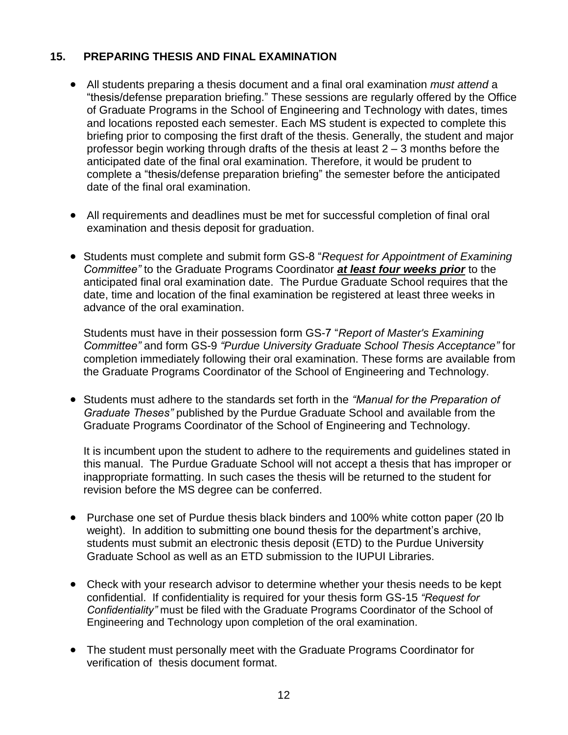## 15. PREPARING THESIS AND FINAL EXAMINATION

- All students preparing a thesis document and a final oral examination *must attend* a "thesis/defense preparation briefing." These sessions are regularly offered by the Office of Graduate Programs in the School of Engineering and Technology with dates, times and locations reposted each semester. Each MS student is expected to complete this briefing prior to composing the first draft of the thesis. Generally, the student and major professor begin working through drafts of the thesis at least 2 – 3 months before the anticipated date of the final oral examination. Therefore, it would be prudent to complete a "thesis/defense preparation briefing" the semester before the anticipated date of the final oral examination.

- All requirements and deadlines must be met for successful completion of final oral examination and thesis deposit for graduation.

- Students must complete and submit form GS-8 "*Request for Appointment of Examining Committee"* to the Graduate Programs Coordinator ***at least four weeks prior*** to the anticipated final oral examination date. The Purdue Graduate School requires that the date, time and location of the final examination be registered at least three weeks in advance of the oral examination.

  Students must have in their possession form GS-7 "*Report of Master's Examining Committee"* and form GS-9 *"Purdue University Graduate School Thesis Acceptance"* for completion immediately following their oral examination. These forms are available from the Graduate Programs Coordinator of the School of Engineering and Technology.

- Students must adhere to the standards set forth in the *"Manual for the Preparation of Graduate Theses"* published by the Purdue Graduate School and available from the Graduate Programs Coordinator of the School of Engineering and Technology.

  It is incumbent upon the student to adhere to the requirements and guidelines stated in this manual. The Purdue Graduate School will not accept a thesis that has improper or inappropriate formatting. In such cases the thesis will be returned to the student for revision before the MS degree can be conferred.

- Purchase one set of Purdue thesis black binders and 100% white cotton paper (20 lb weight). In addition to submitting one bound thesis for the department's archive, students must submit an electronic thesis deposit (ETD) to the Purdue University Graduate School as well as an ETD submission to the IUPUI Libraries.

- Check with your research advisor to determine whether your thesis needs to be kept confidential. If confidentiality is required for your thesis form GS-15 *"Request for Confidentiality"* must be filed with the Graduate Programs Coordinator of the School of Engineering and Technology upon completion of the oral examination.

- The student must personally meet with the Graduate Programs Coordinator for verification of thesis document format.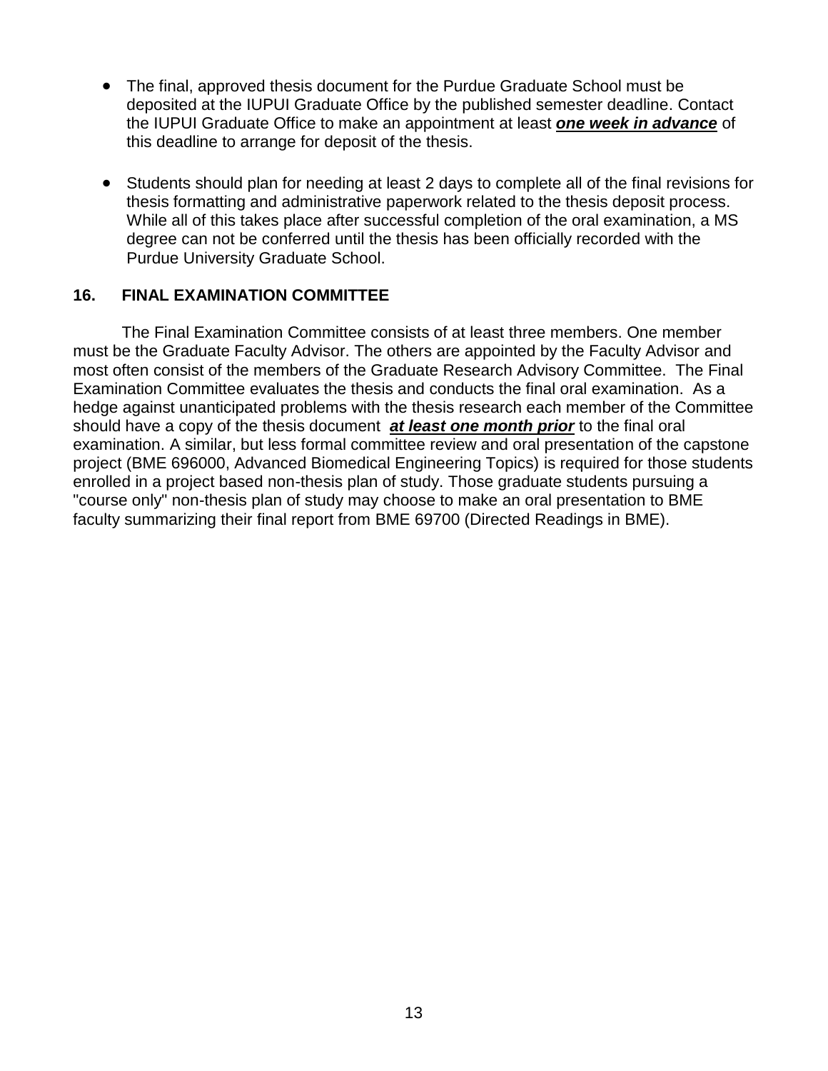- The final, approved thesis document for the Purdue Graduate School must be deposited at the IUPUI Graduate Office by the published semester deadline. Contact the IUPUI Graduate Office to make an appointment at least ***one week in advance*** of this deadline to arrange for deposit of the thesis.

- Students should plan for needing at least 2 days to complete all of the final revisions for thesis formatting and administrative paperwork related to the thesis deposit process. While all of this takes place after successful completion of the oral examination, a MS degree can not be conferred until the thesis has been officially recorded with the Purdue University Graduate School.

## 16. FINAL EXAMINATION COMMITTEE

The Final Examination Committee consists of at least three members. One member must be the Graduate Faculty Advisor. The others are appointed by the Faculty Advisor and most often consist of the members of the Graduate Research Advisory Committee. The Final Examination Committee evaluates the thesis and conducts the final oral examination. As a hedge against unanticipated problems with the thesis research each member of the Committee should have a copy of the thesis document ***at least one month prior*** to the final oral examination. A similar, but less formal committee review and oral presentation of the capstone project (BME 696000, Advanced Biomedical Engineering Topics) is required for those students enrolled in a project based non-thesis plan of study. Those graduate students pursuing a "course only" non-thesis plan of study may choose to make an oral presentation to BME faculty summarizing their final report from BME 69700 (Directed Readings in BME).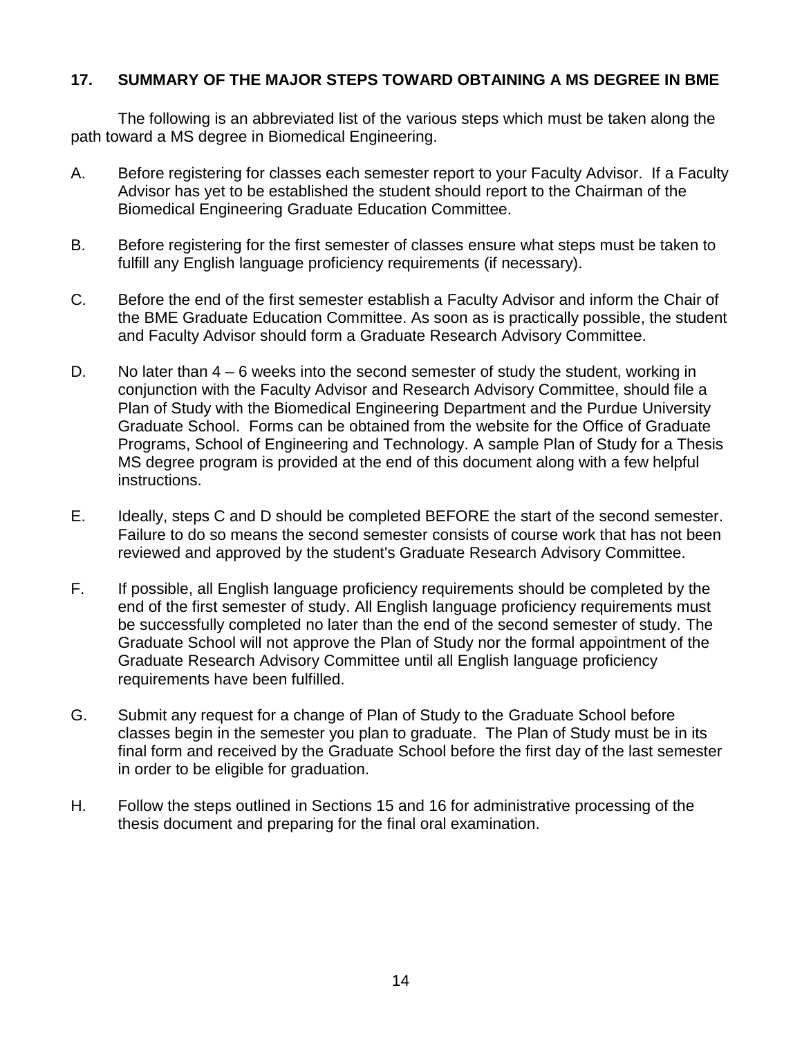## 17. SUMMARY OF THE MAJOR STEPS TOWARD OBTAINING A MS DEGREE IN BME

The following is an abbreviated list of the various steps which must be taken along the path toward a MS degree in Biomedical Engineering.

A. Before registering for classes each semester report to your Faculty Advisor. If a Faculty Advisor has yet to be established the student should report to the Chairman of the Biomedical Engineering Graduate Education Committee.

B. Before registering for the first semester of classes ensure what steps must be taken to fulfill any English language proficiency requirements (if necessary).

C. Before the end of the first semester establish a Faculty Advisor and inform the Chair of the BME Graduate Education Committee. As soon as is practically possible, the student and Faculty Advisor should form a Graduate Research Advisory Committee.

D. No later than 4 – 6 weeks into the second semester of study the student, working in conjunction with the Faculty Advisor and Research Advisory Committee, should file a Plan of Study with the Biomedical Engineering Department and the Purdue University Graduate School. Forms can be obtained from the website for the Office of Graduate Programs, School of Engineering and Technology. A sample Plan of Study for a Thesis MS degree program is provided at the end of this document along with a few helpful instructions.

E. Ideally, steps C and D should be completed BEFORE the start of the second semester. Failure to do so means the second semester consists of course work that has not been reviewed and approved by the student's Graduate Research Advisory Committee.

F. If possible, all English language proficiency requirements should be completed by the end of the first semester of study. All English language proficiency requirements must be successfully completed no later than the end of the second semester of study. The Graduate School will not approve the Plan of Study nor the formal appointment of the Graduate Research Advisory Committee until all English language proficiency requirements have been fulfilled.

G. Submit any request for a change of Plan of Study to the Graduate School before classes begin in the semester you plan to graduate. The Plan of Study must be in its final form and received by the Graduate School before the first day of the last semester in order to be eligible for graduation.

H. Follow the steps outlined in Sections 15 and 16 for administrative processing of the thesis document and preparing for the final oral examination.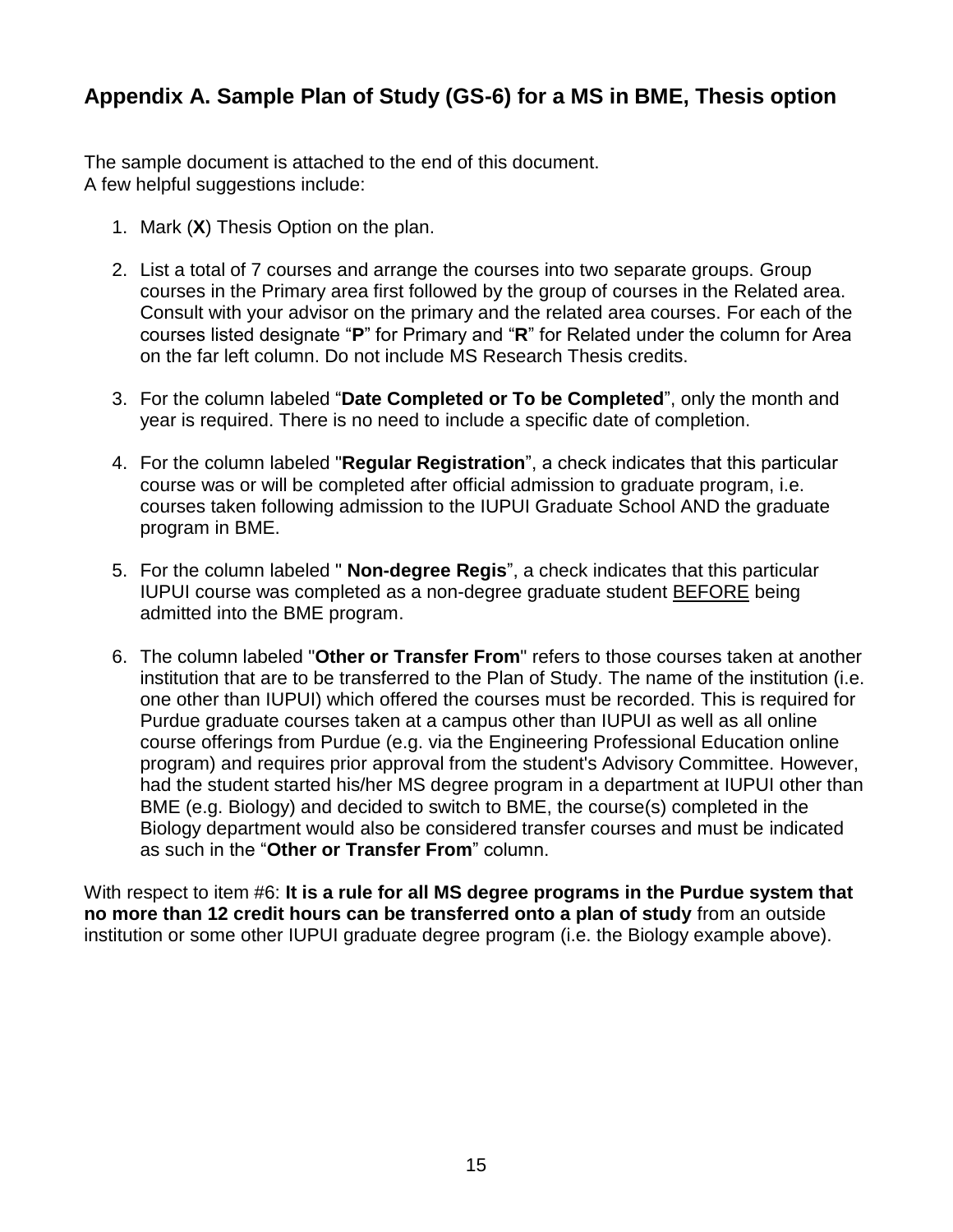## Appendix A. Sample Plan of Study (GS-6) for a MS in BME, Thesis option

The sample document is attached to the end of this document.
A few helpful suggestions include:

1. Mark (**X**) Thesis Option on the plan.

2. List a total of 7 courses and arrange the courses into two separate groups. Group courses in the Primary area first followed by the group of courses in the Related area. Consult with your advisor on the primary and the related area courses. For each of the courses listed designate "**P**" for Primary and "**R**" for Related under the column for Area on the far left column. Do not include MS Research Thesis credits.

3. For the column labeled "**Date Completed or To be Completed**", only the month and year is required. There is no need to include a specific date of completion.

4. For the column labeled "**Regular Registration**", a check indicates that this particular course was or will be completed after official admission to graduate program, i.e. courses taken following admission to the IUPUI Graduate School AND the graduate program in BME.

5. For the column labeled " **Non-degree Regis**", a check indicates that this particular IUPUI course was completed as a non-degree graduate student <u>BEFORE</u> being admitted into the BME program.

6. The column labeled "**Other or Transfer From**" refers to those courses taken at another institution that are to be transferred to the Plan of Study. The name of the institution (i.e. one other than IUPUI) which offered the courses must be recorded. This is required for Purdue graduate courses taken at a campus other than IUPUI as well as all online course offerings from Purdue (e.g. via the Engineering Professional Education online program) and requires prior approval from the student's Advisory Committee. However, had the student started his/her MS degree program in a department at IUPUI other than BME (e.g. Biology) and decided to switch to BME, the course(s) completed in the Biology department would also be considered transfer courses and must be indicated as such in the "**Other or Transfer From**" column.

With respect to item #6: **It is a rule for all MS degree programs in the Purdue system that no more than 12 credit hours can be transferred onto a plan of study** from an outside institution or some other IUPUI graduate degree program (i.e. the Biology example above).